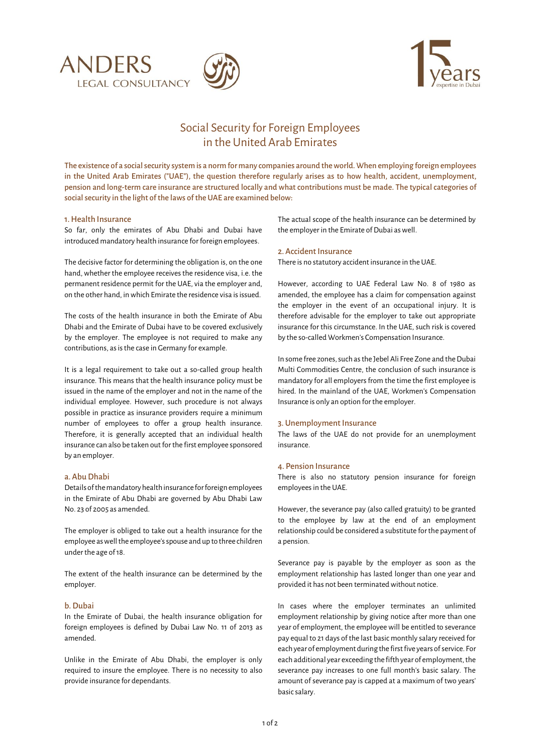ANDERS LEGAL CONSULTANCY

# Social Security for Foreign Employees in the United Arab Emirates

**The existence of a social security system is a norm for many companies around the world. When employing foreign employees in the United Arab Emirates ("UAE"), the question therefore regularly arises as to how health, accident, unemployment, pension and long-term care insurance are structured locally and what contributions must be made. The typical categories of social security in the light of the laws of the UAE are examined below:**

## 1. Health Insurance

So far, only the emirates of Abu Dhabi and Dubai have introduced mandatory health insurance for foreign employees.

The decisive factor for determining the obligation is, on the one hand, whether the employee receives the residence visa, i.e. the permanent residence permit for the UAE, via the employer and, on the other hand, in which Emirate the residence visa is issued.

The costs of the health insurance in both the Emirate of Abu Dhabi and the Emirate of Dubai have to be covered exclusively by the employer. The employee is not required to make any contributions, as is the case in Germany for example.

It is a legal requirement to take out a so-called group health insurance. This means that the health insurance policy must be issued in the name of the employer and not in the name of the individual employee. However, such procedure is not always possible in practice as insurance providers require a minimum number of employees to offer a group health insurance. Therefore, it is generally accepted that an individual health insurance can also be taken out for the first employee sponsored by an employer.

### a. Abu Dhabi

Details of the mandatory health insurance for foreign employees in the Emirate of Abu Dhabi are governed by Abu Dhabi Law No. 23 of 2005 as amended.

The employer is obliged to take out a health insurance for the employee as well the employee's spouse and up to three children under the age of 18.

The extent of the health insurance can be determined by the employer.

### b. Dubai

In the Emirate of Dubai, the health insurance obligation for foreign employees is defined by Dubai Law No. 11 of 2013 as amended.

Unlike in the Emirate of Abu Dhabi, the employer is only required to insure the employee. There is no necessity to also provide insurance for dependants.

The actual scope of the health insurance can be determined by the employer in the Emirate of Dubai as well.

## 2. Accident Insurance

There is no statutory accident insurance in the UAE.

However, according to UAE Federal Law No. 8 of 1980 as amended, the employee has a claim for compensation against the employer in the event of an occupational injury. It is therefore advisable for the employer to take out appropriate insurance for this circumstance. In the UAE, such risk is covered by the so-called Workmen's Compensation Insurance.

In some free zones, such as the Jebel Ali Free Zone and the Dubai Multi Commodities Centre, the conclusion of such insurance is mandatory for all employers from the time the first employee is hired. In the mainland of the UAE, Workmen's Compensation Insurance is only an option for the employer.

## 3. Unemployment Insurance

The laws of the UAE do not provide for an unemployment insurance.

## 4. Pension Insurance

There is also no statutory pension insurance for foreign employees in the UAE.

However, the severance pay (also called gratuity) to be granted to the employee by law at the end of an employment relationship could be considered a substitute for the payment of a pension.

Severance pay is payable by the employer as soon as the employment relationship has lasted longer than one year and provided it has not been terminated without notice.

In cases where the employer terminates an unlimited employment relationship by giving notice after more than one year of employment, the employee will be entitled to severance pay equal to 21 days of the last basic monthly salary received for each year of employment during the first five years of service. For each additional year exceeding the fifth year of employment, the severance pay increases to one full month's basic salary. The amount of severance pay is capped at a maximum of two years' basic salary.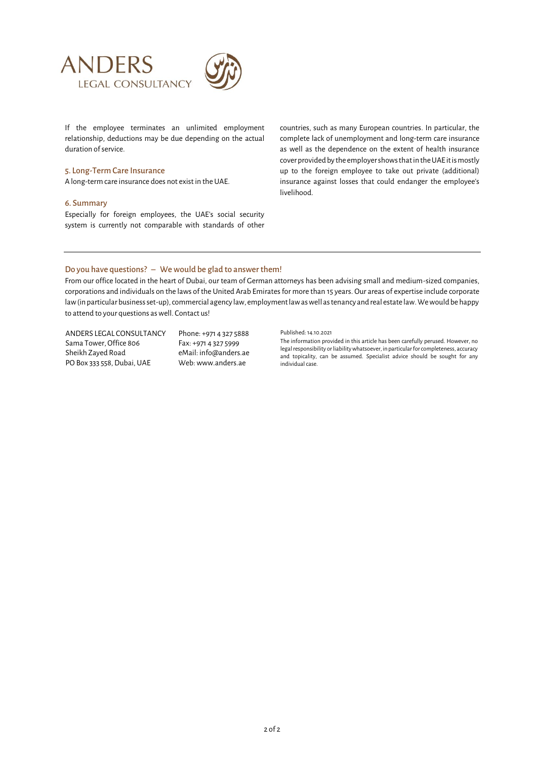If the employee terminates an unlimited employment relationship, deductions may be due depending on the actual duration of service.

### 5. Long-Term Care Insurance

A long-term care insurance does not exist in the UAE.

### 6. Summary

Especially for foreign employees, the UAE's social security system is currently not comparable with standards of other countries, such as many European countries. In particular, the complete lack of unemployment and long-term care insurance as well as the dependence on the extent of health insurance cover provided by the employer shows that in the UAE it is mostly up to the foreign employee to take out private (additional) insurance against losses that could endanger the employee's livelihood.

---

### Do you have questions? – We would be glad to answer them!

From our office located in the heart of Dubai, our team of German attorneys has been advising small and medium-sized companies, corporations and individuals on the laws of the United Arab Emirates for more than 15 years. Our areas of expertise include corporate law (in particular business set-up), commercial agency law, employment law as well as tenancy and real estate law. We would be happy to attend to your questions as well. Contact us!

ANDERS LEGAL CONSULTANCY
Sama Tower, Office 806
Sheikh Zayed Road
PO Box 333 558, Dubai, UAE

Phone: +971 4 327 5888
Fax: +971 4 327 5999
eMail: info@anders.ae
Web: www.anders.ae

Published: 14.10.2021

The information provided in this article has been carefully perused. However, no legal responsibility or liability whatsoever, in particular for completeness, accuracy and topicality, can be assumed. Specialist advice should be sought for any individual case.